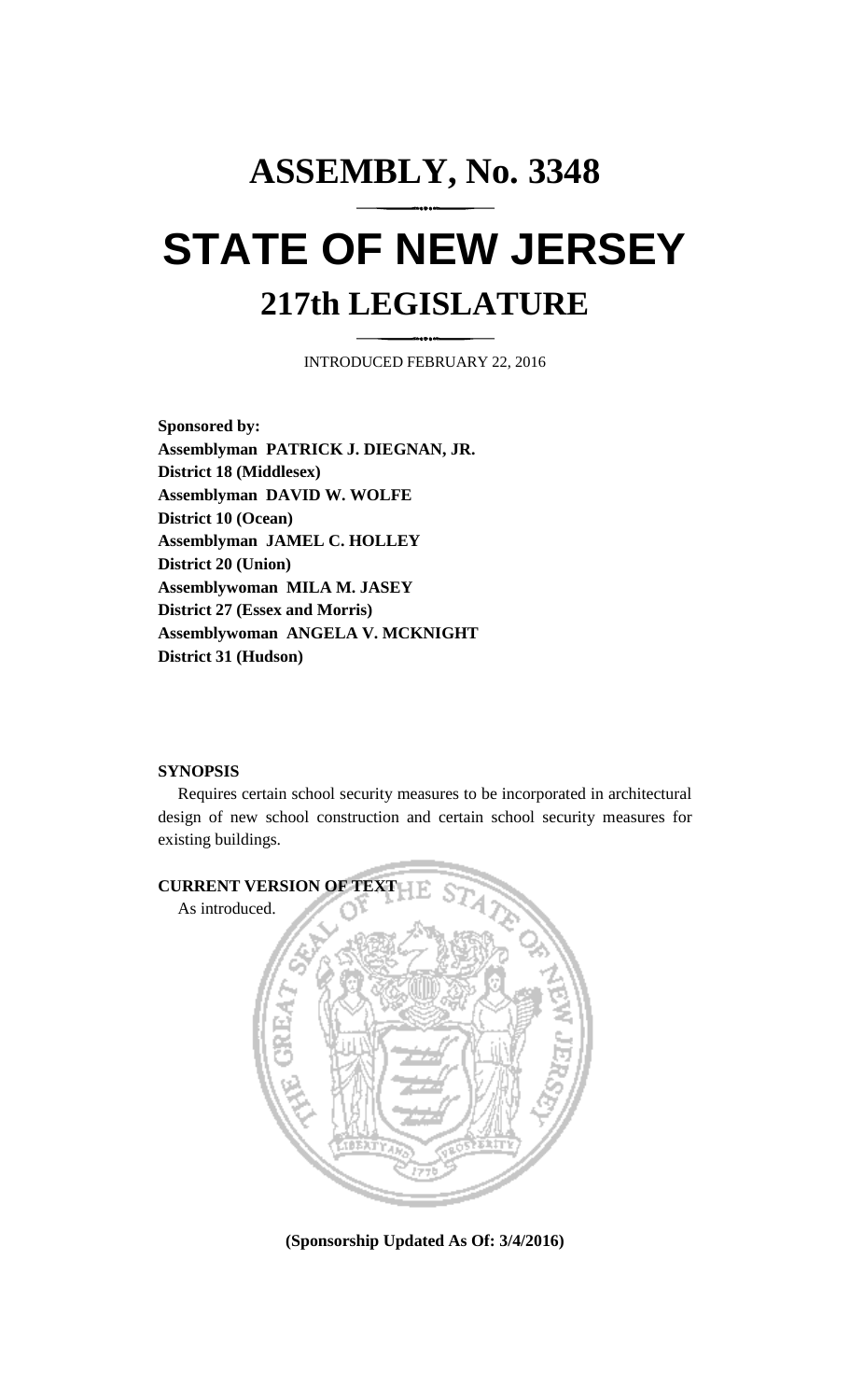# ASSEMBLY, No. 3348

# STATE OF NEW JERSEY

## 217th LEGISLATURE

INTRODUCED FEBRUARY 22, 2016

**Sponsored by:**
**Assemblyman PATRICK J. DIEGNAN, JR.**
**District 18 (Middlesex)**
**Assemblyman DAVID W. WOLFE**
**District 10 (Ocean)**
**Assemblyman JAMEL C. HOLLEY**
**District 20 (Union)**
**Assemblywoman MILA M. JASEY**
**District 27 (Essex and Morris)**
**Assemblywoman ANGELA V. MCKNIGHT**
**District 31 (Hudson)**

**SYNOPSIS**

Requires certain school security measures to be incorporated in architectural design of new school construction and certain school security measures for existing buildings.

**CURRENT VERSION OF TEXT**

As introduced.

**(Sponsorship Updated As Of: 3/4/2016)**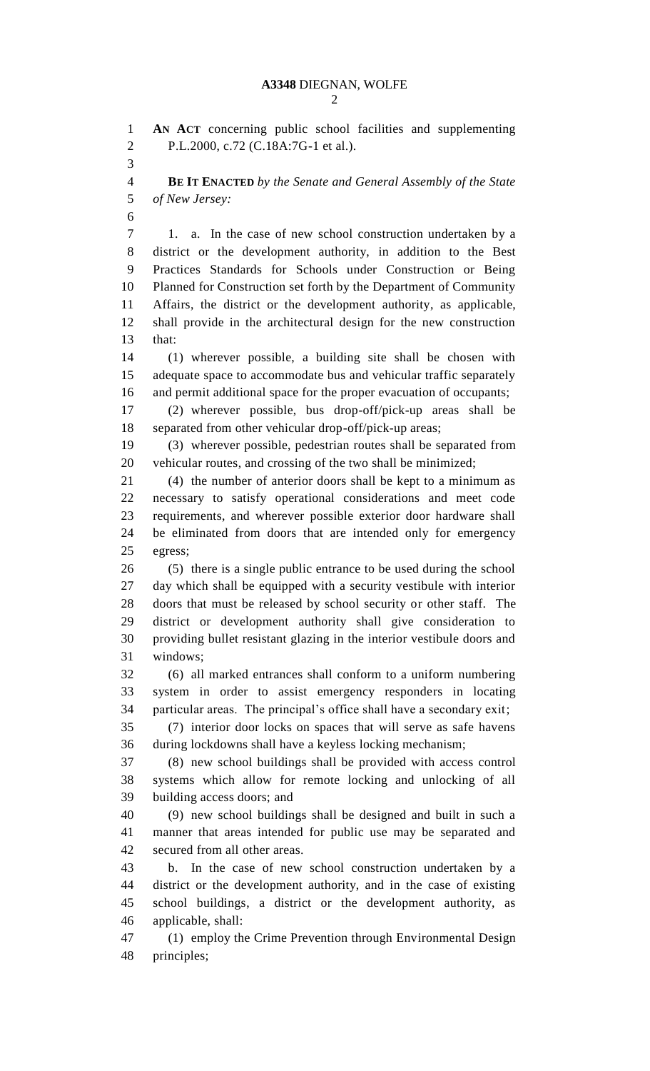**AN ACT** concerning public school facilities and supplementing P.L.2000, c.72 (C.18A:7G-1 et al.).

**BE IT ENACTED** *by the Senate and General Assembly of the State of New Jersey:*

1. a. In the case of new school construction undertaken by a district or the development authority, in addition to the Best Practices Standards for Schools under Construction or Being Planned for Construction set forth by the Department of Community Affairs, the district or the development authority, as applicable, shall provide in the architectural design for the new construction that:

(1) wherever possible, a building site shall be chosen with adequate space to accommodate bus and vehicular traffic separately and permit additional space for the proper evacuation of occupants;

(2) wherever possible, bus drop-off/pick-up areas shall be separated from other vehicular drop-off/pick-up areas;

(3) wherever possible, pedestrian routes shall be separated from vehicular routes, and crossing of the two shall be minimized;

(4) the number of anterior doors shall be kept to a minimum as necessary to satisfy operational considerations and meet code requirements, and wherever possible exterior door hardware shall be eliminated from doors that are intended only for emergency egress;

(5) there is a single public entrance to be used during the school day which shall be equipped with a security vestibule with interior doors that must be released by school security or other staff. The district or development authority shall give consideration to providing bullet resistant glazing in the interior vestibule doors and windows;

(6) all marked entrances shall conform to a uniform numbering system in order to assist emergency responders in locating particular areas. The principal's office shall have a secondary exit;

(7) interior door locks on spaces that will serve as safe havens during lockdowns shall have a keyless locking mechanism;

(8) new school buildings shall be provided with access control systems which allow for remote locking and unlocking of all building access doors; and

(9) new school buildings shall be designed and built in such a manner that areas intended for public use may be separated and secured from all other areas.

b. In the case of new school construction undertaken by a district or the development authority, and in the case of existing school buildings, a district or the development authority, as applicable, shall:

(1) employ the Crime Prevention through Environmental Design principles;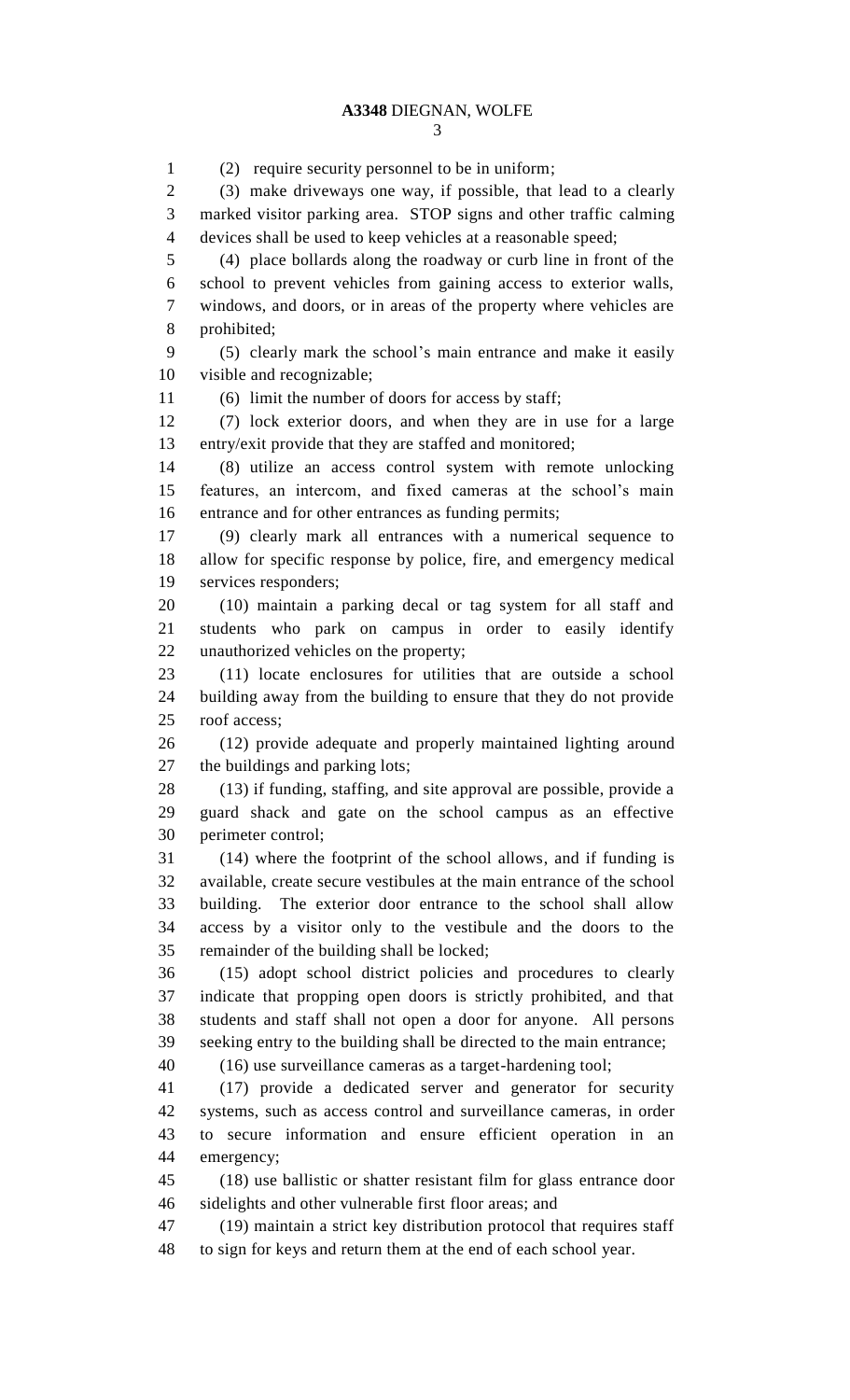(2) require security personnel to be in uniform;

(3) make driveways one way, if possible, that lead to a clearly marked visitor parking area. STOP signs and other traffic calming devices shall be used to keep vehicles at a reasonable speed;

(4) place bollards along the roadway or curb line in front of the school to prevent vehicles from gaining access to exterior walls, windows, and doors, or in areas of the property where vehicles are prohibited;

(5) clearly mark the school's main entrance and make it easily visible and recognizable;

(6) limit the number of doors for access by staff;

(7) lock exterior doors, and when they are in use for a large entry/exit provide that they are staffed and monitored;

(8) utilize an access control system with remote unlocking features, an intercom, and fixed cameras at the school's main entrance and for other entrances as funding permits;

(9) clearly mark all entrances with a numerical sequence to allow for specific response by police, fire, and emergency medical services responders;

(10) maintain a parking decal or tag system for all staff and students who park on campus in order to easily identify unauthorized vehicles on the property;

(11) locate enclosures for utilities that are outside a school building away from the building to ensure that they do not provide roof access;

(12) provide adequate and properly maintained lighting around the buildings and parking lots;

(13) if funding, staffing, and site approval are possible, provide a guard shack and gate on the school campus as an effective perimeter control;

(14) where the footprint of the school allows, and if funding is available, create secure vestibules at the main entrance of the school building. The exterior door entrance to the school shall allow access by a visitor only to the vestibule and the doors to the remainder of the building shall be locked;

(15) adopt school district policies and procedures to clearly indicate that propping open doors is strictly prohibited, and that students and staff shall not open a door for anyone. All persons seeking entry to the building shall be directed to the main entrance;

(16) use surveillance cameras as a target-hardening tool;

(17) provide a dedicated server and generator for security systems, such as access control and surveillance cameras, in order to secure information and ensure efficient operation in an emergency;

(18) use ballistic or shatter resistant film for glass entrance door sidelights and other vulnerable first floor areas; and

(19) maintain a strict key distribution protocol that requires staff to sign for keys and return them at the end of each school year.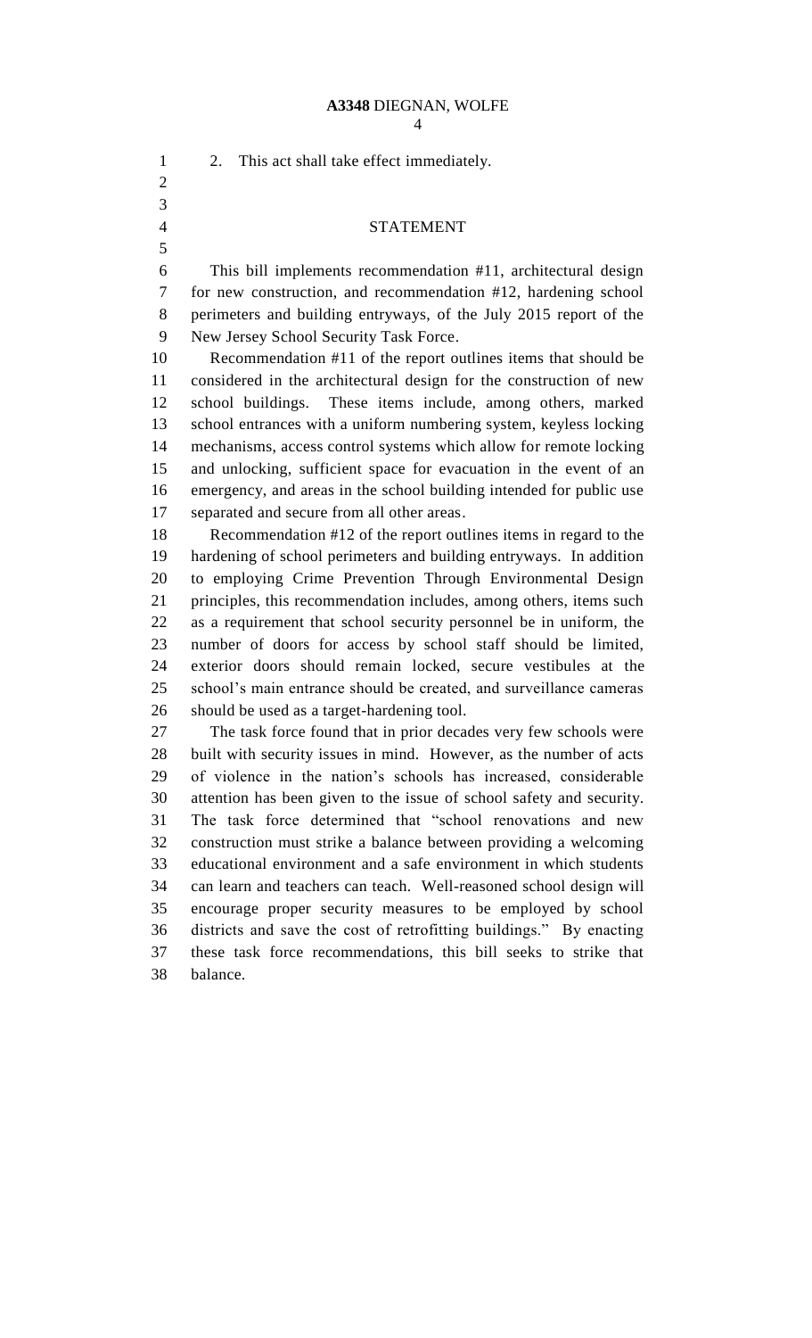2. This act shall take effect immediately.

## STATEMENT

This bill implements recommendation #11, architectural design for new construction, and recommendation #12, hardening school perimeters and building entryways, of the July 2015 report of the New Jersey School Security Task Force.

Recommendation #11 of the report outlines items that should be considered in the architectural design for the construction of new school buildings. These items include, among others, marked school entrances with a uniform numbering system, keyless locking mechanisms, access control systems which allow for remote locking and unlocking, sufficient space for evacuation in the event of an emergency, and areas in the school building intended for public use separated and secure from all other areas.

Recommendation #12 of the report outlines items in regard to the hardening of school perimeters and building entryways. In addition to employing Crime Prevention Through Environmental Design principles, this recommendation includes, among others, items such as a requirement that school security personnel be in uniform, the number of doors for access by school staff should be limited, exterior doors should remain locked, secure vestibules at the school's main entrance should be created, and surveillance cameras should be used as a target-hardening tool.

The task force found that in prior decades very few schools were built with security issues in mind. However, as the number of acts of violence in the nation's schools has increased, considerable attention has been given to the issue of school safety and security. The task force determined that "school renovations and new construction must strike a balance between providing a welcoming educational environment and a safe environment in which students can learn and teachers can teach. Well-reasoned school design will encourage proper security measures to be employed by school districts and save the cost of retrofitting buildings." By enacting these task force recommendations, this bill seeks to strike that balance.